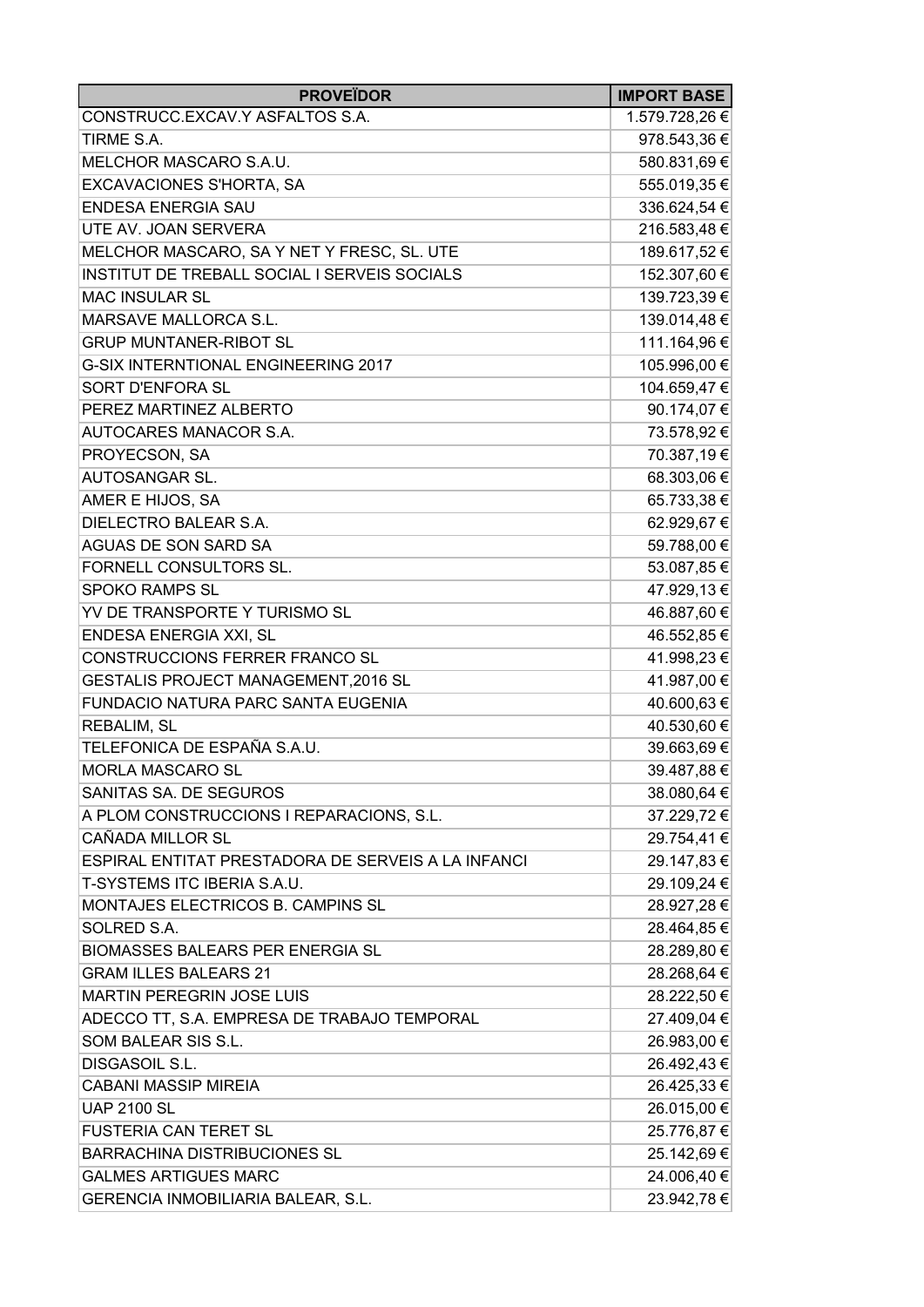| PROVEÏDOR | IMPORT BASE |
| --- | --- |
| CONSTRUCC.EXCAV.Y ASFALTOS S.A. | 1.579.728,26 € |
| TIRME S.A. | 978.543,36 € |
| MELCHOR MASCARO S.A.U. | 580.831,69 € |
| EXCAVACIONES S'HORTA, SA | 555.019,35 € |
| ENDESA ENERGIA SAU | 336.624,54 € |
| UTE AV. JOAN SERVERA | 216.583,48 € |
| MELCHOR MASCARO, SA Y NET Y FRESC, SL. UTE | 189.617,52 € |
| INSTITUT DE TREBALL SOCIAL I SERVEIS SOCIALS | 152.307,60 € |
| MAC INSULAR SL | 139.723,39 € |
| MARSAVE MALLORCA S.L. | 139.014,48 € |
| GRUP MUNTANER-RIBOT SL | 111.164,96 € |
| G-SIX INTERNTIONAL ENGINEERING 2017 | 105.996,00 € |
| SORT D'ENFORA SL | 104.659,47 € |
| PEREZ MARTINEZ ALBERTO | 90.174,07 € |
| AUTOCARES MANACOR S.A. | 73.578,92 € |
| PROYECSON, SA | 70.387,19 € |
| AUTOSANGAR SL. | 68.303,06 € |
| AMER E HIJOS, SA | 65.733,38 € |
| DIELECTRO BALEAR S.A. | 62.929,67 € |
| AGUAS DE SON SARD SA | 59.788,00 € |
| FORNELL CONSULTORS SL. | 53.087,85 € |
| SPOKO RAMPS SL | 47.929,13 € |
| YV DE TRANSPORTE Y TURISMO SL | 46.887,60 € |
| ENDESA ENERGIA XXI, SL | 46.552,85 € |
| CONSTRUCCIONS FERRER FRANCO SL | 41.998,23 € |
| GESTALIS PROJECT MANAGEMENT,2016 SL | 41.987,00 € |
| FUNDACIO NATURA PARC SANTA EUGENIA | 40.600,63 € |
| REBALIM, SL | 40.530,60 € |
| TELEFONICA DE ESPAÑA S.A.U. | 39.663,69 € |
| MORLA MASCARO SL | 39.487,88 € |
| SANITAS SA. DE SEGUROS | 38.080,64 € |
| A PLOM CONSTRUCCIONS I REPARACIONS, S.L. | 37.229,72 € |
| CAÑADA MILLOR SL | 29.754,41 € |
| ESPIRAL ENTITAT PRESTADORA DE SERVEIS A LA INFANCI | 29.147,83 € |
| T-SYSTEMS ITC IBERIA S.A.U. | 29.109,24 € |
| MONTAJES ELECTRICOS B. CAMPINS SL | 28.927,28 € |
| SOLRED S.A. | 28.464,85 € |
| BIOMASSES BALEARS PER ENERGIA SL | 28.289,80 € |
| GRAM ILLES BALEARS 21 | 28.268,64 € |
| MARTIN PEREGRIN JOSE LUIS | 28.222,50 € |
| ADECCO TT, S.A. EMPRESA DE TRABAJO TEMPORAL | 27.409,04 € |
| SOM BALEAR SIS S.L. | 26.983,00 € |
| DISGASOIL S.L. | 26.492,43 € |
| CABANI MASSIP MIREIA | 26.425,33 € |
| UAP 2100 SL | 26.015,00 € |
| FUSTERIA CAN TERET SL | 25.776,87 € |
| BARRACHINA DISTRIBUCIONES SL | 25.142,69 € |
| GALMES ARTIGUES MARC | 24.006,40 € |
| GERENCIA INMOBILIARIA BALEAR, S.L. | 23.942,78 € |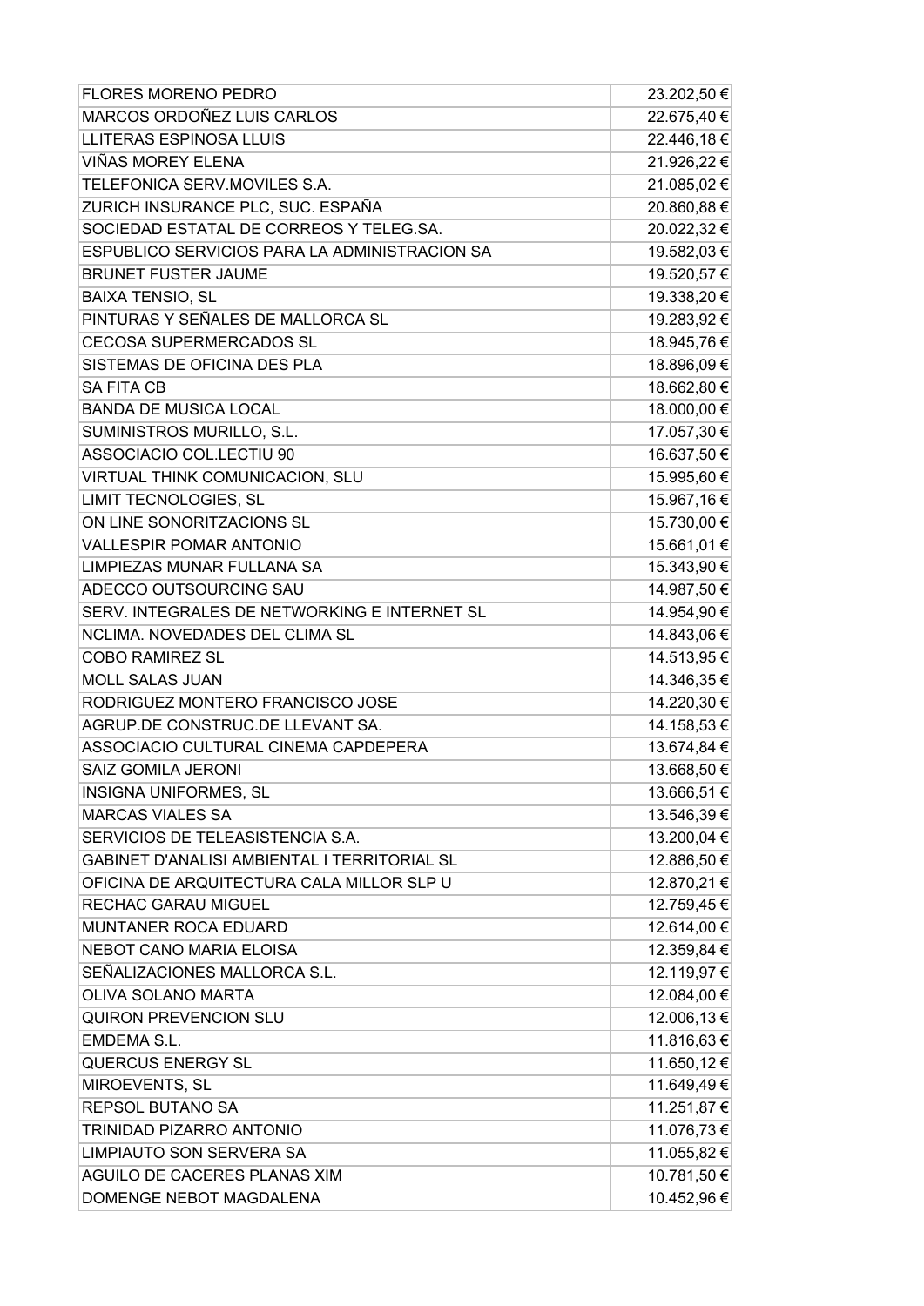| | |
|---|---|
| FLORES MORENO PEDRO | 23.202,50 € |
| MARCOS ORDOÑEZ LUIS CARLOS | 22.675,40 € |
| LLITERAS ESPINOSA LLUIS | 22.446,18 € |
| VIÑAS MOREY ELENA | 21.926,22 € |
| TELEFONICA SERV.MOVILES S.A. | 21.085,02 € |
| ZURICH INSURANCE PLC, SUC. ESPAÑA | 20.860,88 € |
| SOCIEDAD ESTATAL DE CORREOS Y TELEG.SA. | 20.022,32 € |
| ESPUBLICO SERVICIOS PARA LA ADMINISTRACION SA | 19.582,03 € |
| BRUNET FUSTER JAUME | 19.520,57 € |
| BAIXA TENSIO, SL | 19.338,20 € |
| PINTURAS Y SEÑALES DE MALLORCA SL | 19.283,92 € |
| CECOSA SUPERMERCADOS SL | 18.945,76 € |
| SISTEMAS DE OFICINA DES PLA | 18.896,09 € |
| SA FITA CB | 18.662,80 € |
| BANDA DE MUSICA LOCAL | 18.000,00 € |
| SUMINISTROS MURILLO, S.L. | 17.057,30 € |
| ASSOCIACIO COL.LECTIU 90 | 16.637,50 € |
| VIRTUAL THINK COMUNICACION, SLU | 15.995,60 € |
| LIMIT TECNOLOGIES, SL | 15.967,16 € |
| ON LINE SONORITZACIONS SL | 15.730,00 € |
| VALLESPIR POMAR ANTONIO | 15.661,01 € |
| LIMPIEZAS MUNAR FULLANA SA | 15.343,90 € |
| ADECCO OUTSOURCING SAU | 14.987,50 € |
| SERV. INTEGRALES DE NETWORKING E INTERNET SL | 14.954,90 € |
| NCLIMA. NOVEDADES DEL CLIMA SL | 14.843,06 € |
| COBO RAMIREZ SL | 14.513,95 € |
| MOLL SALAS JUAN | 14.346,35 € |
| RODRIGUEZ MONTERO FRANCISCO JOSE | 14.220,30 € |
| AGRUP.DE CONSTRUC.DE LLEVANT SA. | 14.158,53 € |
| ASSOCIACIO CULTURAL CINEMA CAPDEPERA | 13.674,84 € |
| SAIZ GOMILA JERONI | 13.668,50 € |
| INSIGNA UNIFORMES, SL | 13.666,51 € |
| MARCAS VIALES SA | 13.546,39 € |
| SERVICIOS DE TELEASISTENCIA S.A. | 13.200,04 € |
| GABINET D'ANALISI AMBIENTAL I TERRITORIAL SL | 12.886,50 € |
| OFICINA DE ARQUITECTURA CALA MILLOR SLP U | 12.870,21 € |
| RECHAC GARAU MIGUEL | 12.759,45 € |
| MUNTANER ROCA EDUARD | 12.614,00 € |
| NEBOT CANO MARIA ELOISA | 12.359,84 € |
| SEÑALIZACIONES MALLORCA S.L. | 12.119,97 € |
| OLIVA SOLANO MARTA | 12.084,00 € |
| QUIRON PREVENCION SLU | 12.006,13 € |
| EMDEMA S.L. | 11.816,63 € |
| QUERCUS ENERGY SL | 11.650,12 € |
| MIROEVENTS, SL | 11.649,49 € |
| REPSOL BUTANO SA | 11.251,87 € |
| TRINIDAD PIZARRO ANTONIO | 11.076,73 € |
| LIMPIAUTO SON SERVERA SA | 11.055,82 € |
| AGUILO DE CACERES PLANAS XIM | 10.781,50 € |
| DOMENGE NEBOT MAGDALENA | 10.452,96 € |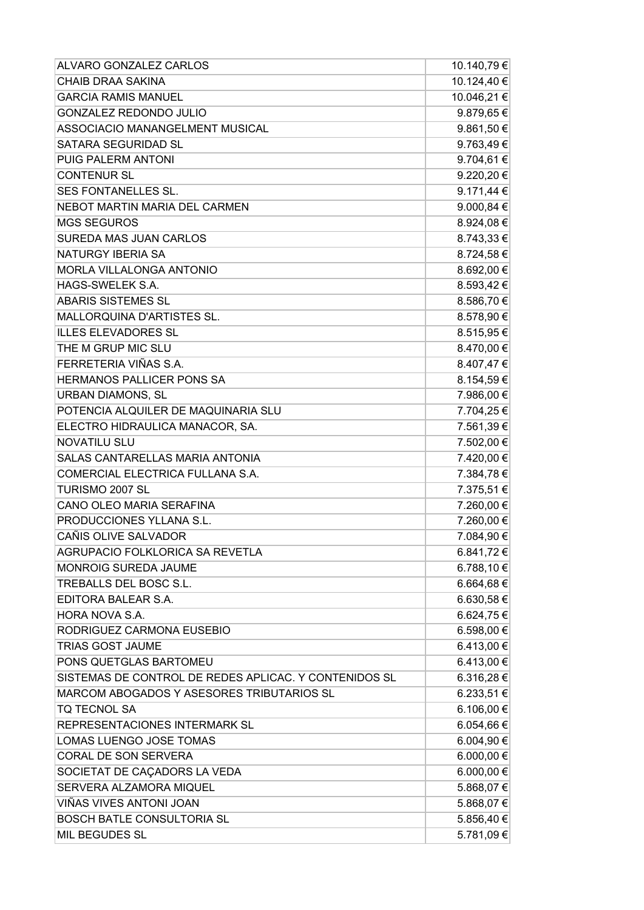| | |
|---|---|
| ALVARO GONZALEZ CARLOS | 10.140,79 € |
| CHAIB DRAA SAKINA | 10.124,40 € |
| GARCIA RAMIS MANUEL | 10.046,21 € |
| GONZALEZ REDONDO JULIO | 9.879,65 € |
| ASSOCIACIO MANANGELMENT MUSICAL | 9.861,50 € |
| SATARA SEGURIDAD SL | 9.763,49 € |
| PUIG PALERM ANTONI | 9.704,61 € |
| CONTENUR SL | 9.220,20 € |
| SES FONTANELLES SL. | 9.171,44 € |
| NEBOT MARTIN MARIA DEL CARMEN | 9.000,84 € |
| MGS SEGUROS | 8.924,08 € |
| SUREDA MAS JUAN CARLOS | 8.743,33 € |
| NATURGY IBERIA SA | 8.724,58 € |
| MORLA VILLALONGA ANTONIO | 8.692,00 € |
| HAGS-SWELEK S.A. | 8.593,42 € |
| ABARIS SISTEMES SL | 8.586,70 € |
| MALLORQUINA D'ARTISTES SL. | 8.578,90 € |
| ILLES ELEVADORES SL | 8.515,95 € |
| THE M GRUP MIC SLU | 8.470,00 € |
| FERRETERIA VIÑAS S.A. | 8.407,47 € |
| HERMANOS PALLICER PONS SA | 8.154,59 € |
| URBAN DIAMONS, SL | 7.986,00 € |
| POTENCIA ALQUILER DE MAQUINARIA SLU | 7.704,25 € |
| ELECTRO HIDRAULICA MANACOR, SA. | 7.561,39 € |
| NOVATILU SLU | 7.502,00 € |
| SALAS CANTARELLAS MARIA ANTONIA | 7.420,00 € |
| COMERCIAL ELECTRICA FULLANA S.A. | 7.384,78 € |
| TURISMO 2007 SL | 7.375,51 € |
| CANO OLEO MARIA SERAFINA | 7.260,00 € |
| PRODUCCIONES YLLANA S.L. | 7.260,00 € |
| CAÑIS OLIVE SALVADOR | 7.084,90 € |
| AGRUPACIO FOLKLORICA SA REVETLA | 6.841,72 € |
| MONROIG SUREDA JAUME | 6.788,10 € |
| TREBALLS DEL BOSC S.L. | 6.664,68 € |
| EDITORA BALEAR S.A. | 6.630,58 € |
| HORA NOVA S.A. | 6.624,75 € |
| RODRIGUEZ CARMONA EUSEBIO | 6.598,00 € |
| TRIAS GOST JAUME | 6.413,00 € |
| PONS QUETGLAS BARTOMEU | 6.413,00 € |
| SISTEMAS DE CONTROL DE REDES APLICAC. Y CONTENIDOS SL | 6.316,28 € |
| MARCOM ABOGADOS Y ASESORES TRIBUTARIOS SL | 6.233,51 € |
| TQ TECNOL SA | 6.106,00 € |
| REPRESENTACIONES INTERMARK SL | 6.054,66 € |
| LOMAS LUENGO JOSE TOMAS | 6.004,90 € |
| CORAL DE SON SERVERA | 6.000,00 € |
| SOCIETAT DE CAÇADORS LA VEDA | 6.000,00 € |
| SERVERA ALZAMORA MIQUEL | 5.868,07 € |
| VIÑAS VIVES ANTONI JOAN | 5.868,07 € |
| BOSCH BATLE CONSULTORIA SL | 5.856,40 € |
| MIL BEGUDES SL | 5.781,09 € |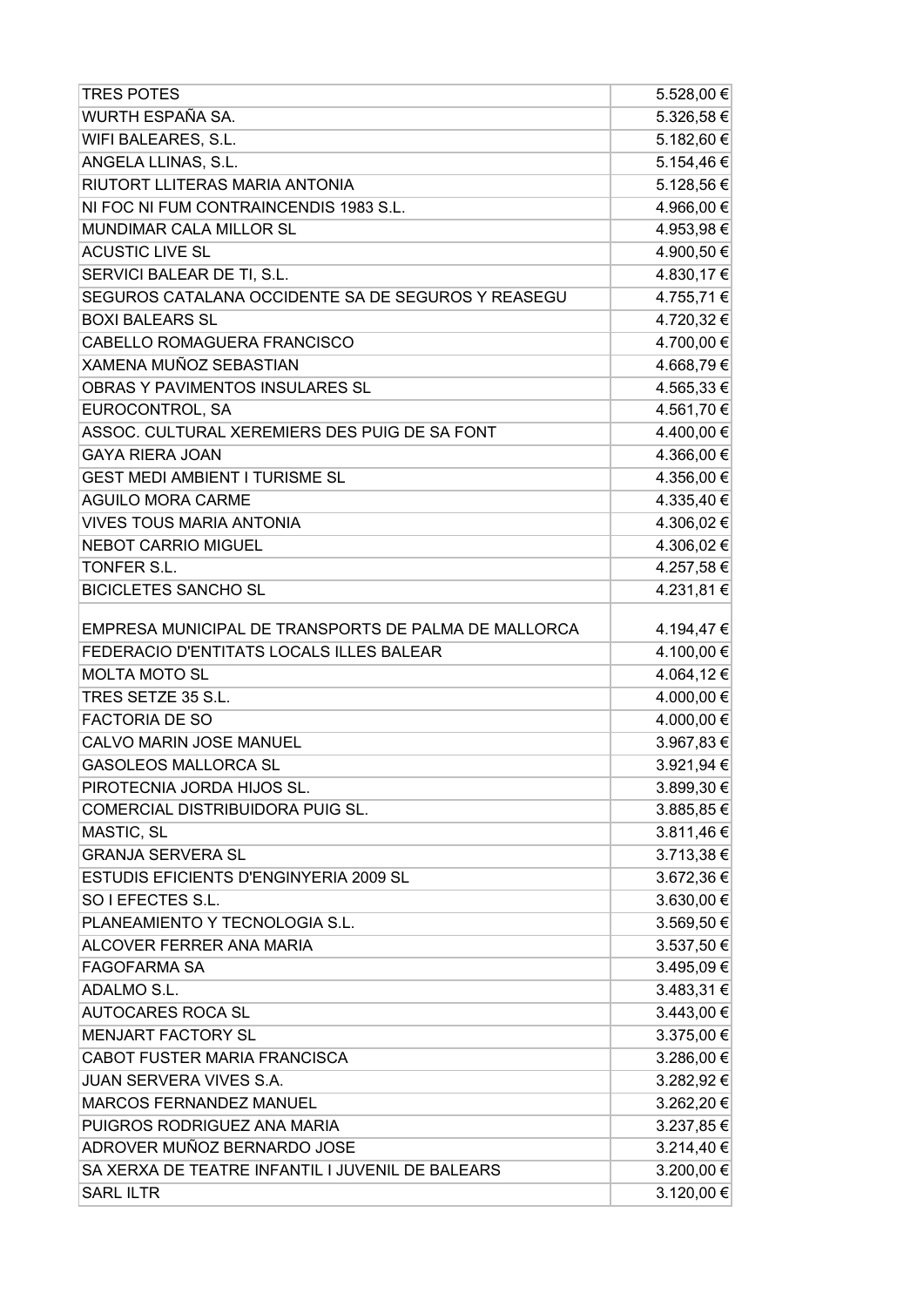| | |
|---|---|
| TRES POTES | 5.528,00 € |
| WURTH ESPAÑA SA. | 5.326,58 € |
| WIFI BALEARES, S.L. | 5.182,60 € |
| ANGELA LLINAS, S.L. | 5.154,46 € |
| RIUTORT LLITERAS MARIA ANTONIA | 5.128,56 € |
| NI FOC NI FUM CONTRAINCENDIS 1983 S.L. | 4.966,00 € |
| MUNDIMAR CALA MILLOR SL | 4.953,98 € |
| ACUSTIC LIVE SL | 4.900,50 € |
| SERVICI BALEAR DE TI, S.L. | 4.830,17 € |
| SEGUROS CATALANA OCCIDENTE SA DE SEGUROS Y REASEGU | 4.755,71 € |
| BOXI BALEARS SL | 4.720,32 € |
| CABELLO ROMAGUERA FRANCISCO | 4.700,00 € |
| XAMENA MUÑOZ SEBASTIAN | 4.668,79 € |
| OBRAS Y PAVIMENTOS INSULARES SL | 4.565,33 € |
| EUROCONTROL, SA | 4.561,70 € |
| ASSOC. CULTURAL XEREMIERS DES PUIG DE SA FONT | 4.400,00 € |
| GAYA RIERA JOAN | 4.366,00 € |
| GEST MEDI AMBIENT I TURISME SL | 4.356,00 € |
| AGUILO MORA CARME | 4.335,40 € |
| VIVES TOUS MARIA ANTONIA | 4.306,02 € |
| NEBOT CARRIO MIGUEL | 4.306,02 € |
| TONFER S.L. | 4.257,58 € |
| BICICLETES SANCHO SL | 4.231,81 € |
| EMPRESA MUNICIPAL DE TRANSPORTS DE PALMA DE MALLORCA | 4.194,47 € |
| FEDERACIO D'ENTITATS LOCALS ILLES BALEAR | 4.100,00 € |
| MOLTA MOTO SL | 4.064,12 € |
| TRES SETZE 35 S.L. | 4.000,00 € |
| FACTORIA DE SO | 4.000,00 € |
| CALVO MARIN JOSE MANUEL | 3.967,83 € |
| GASOLEOS MALLORCA SL | 3.921,94 € |
| PIROTECNIA JORDA HIJOS SL. | 3.899,30 € |
| COMERCIAL DISTRIBUIDORA PUIG SL. | 3.885,85 € |
| MASTIC, SL | 3.811,46 € |
| GRANJA SERVERA SL | 3.713,38 € |
| ESTUDIS EFICIENTS D'ENGINYERIA 2009 SL | 3.672,36 € |
| SO I EFECTES S.L. | 3.630,00 € |
| PLANEAMIENTO Y TECNOLOGIA S.L. | 3.569,50 € |
| ALCOVER FERRER ANA MARIA | 3.537,50 € |
| FAGOFARMA SA | 3.495,09 € |
| ADALMO S.L. | 3.483,31 € |
| AUTOCARES ROCA SL | 3.443,00 € |
| MENJART FACTORY SL | 3.375,00 € |
| CABOT FUSTER MARIA FRANCISCA | 3.286,00 € |
| JUAN SERVERA VIVES S.A. | 3.282,92 € |
| MARCOS FERNANDEZ MANUEL | 3.262,20 € |
| PUIGROS RODRIGUEZ ANA MARIA | 3.237,85 € |
| ADROVER MUÑOZ BERNARDO JOSE | 3.214,40 € |
| SA XERXA DE TEATRE INFANTIL I JUVENIL DE BALEARS | 3.200,00 € |
| SARL ILTR | 3.120,00 € |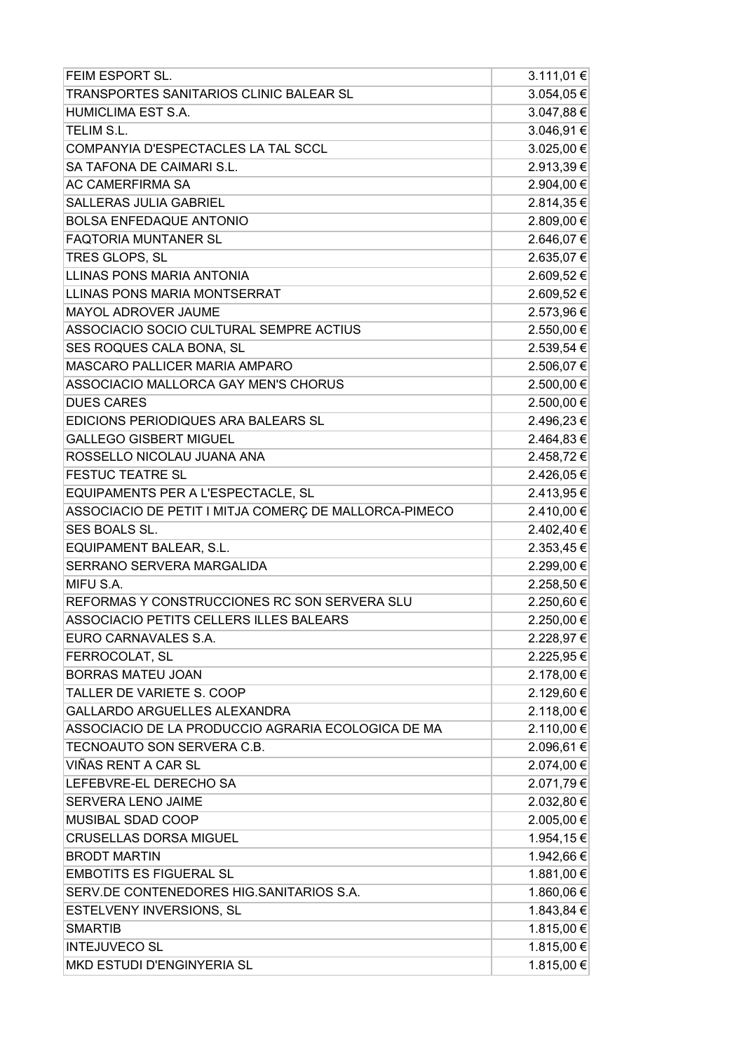| | |
|---|---|
| FEIM ESPORT SL. | 3.111,01 € |
| TRANSPORTES SANITARIOS CLINIC BALEAR SL | 3.054,05 € |
| HUMICLIMA EST S.A. | 3.047,88 € |
| TELIM S.L. | 3.046,91 € |
| COMPANYIA D'ESPECTACLES LA TAL SCCL | 3.025,00 € |
| SA TAFONA DE CAIMARI S.L. | 2.913,39 € |
| AC CAMERFIRMA SA | 2.904,00 € |
| SALLERAS JULIA GABRIEL | 2.814,35 € |
| BOLSA ENFEDAQUE ANTONIO | 2.809,00 € |
| FAQTORIA MUNTANER SL | 2.646,07 € |
| TRES GLOPS, SL | 2.635,07 € |
| LLINAS PONS MARIA ANTONIA | 2.609,52 € |
| LLINAS PONS MARIA MONTSERRAT | 2.609,52 € |
| MAYOL ADROVER JAUME | 2.573,96 € |
| ASSOCIACIO SOCIO CULTURAL SEMPRE ACTIUS | 2.550,00 € |
| SES ROQUES CALA BONA, SL | 2.539,54 € |
| MASCARO PALLICER MARIA AMPARO | 2.506,07 € |
| ASSOCIACIO MALLORCA GAY MEN'S CHORUS | 2.500,00 € |
| DUES CARES | 2.500,00 € |
| EDICIONS PERIODIQUES ARA BALEARS SL | 2.496,23 € |
| GALLEGO GISBERT MIGUEL | 2.464,83 € |
| ROSSELLO NICOLAU JUANA ANA | 2.458,72 € |
| FESTUC TEATRE SL | 2.426,05 € |
| EQUIPAMENTS PER A L'ESPECTACLE, SL | 2.413,95 € |
| ASSOCIACIO DE PETIT I MITJA COMERÇ DE MALLORCA-PIMECO | 2.410,00 € |
| SES BOALS SL. | 2.402,40 € |
| EQUIPAMENT BALEAR, S.L. | 2.353,45 € |
| SERRANO SERVERA MARGALIDA | 2.299,00 € |
| MIFU S.A. | 2.258,50 € |
| REFORMAS Y CONSTRUCCIONES RC SON SERVERA SLU | 2.250,60 € |
| ASSOCIACIO PETITS CELLERS ILLES BALEARS | 2.250,00 € |
| EURO CARNAVALES S.A. | 2.228,97 € |
| FERROCOLAT, SL | 2.225,95 € |
| BORRAS MATEU JOAN | 2.178,00 € |
| TALLER DE VARIETE S. COOP | 2.129,60 € |
| GALLARDO ARGUELLES ALEXANDRA | 2.118,00 € |
| ASSOCIACIO DE LA PRODUCCIO AGRARIA ECOLOGICA DE MA | 2.110,00 € |
| TECNOAUTO SON SERVERA C.B. | 2.096,61 € |
| VIÑAS RENT A CAR SL | 2.074,00 € |
| LEFEBVRE-EL DERECHO SA | 2.071,79 € |
| SERVERA LENO JAIME | 2.032,80 € |
| MUSIBAL SDAD COOP | 2.005,00 € |
| CRUSELLAS DORSA MIGUEL | 1.954,15 € |
| BRODT MARTIN | 1.942,66 € |
| EMBOTITS ES FIGUERAL SL | 1.881,00 € |
| SERV.DE CONTENEDORES HIG.SANITARIOS S.A. | 1.860,06 € |
| ESTELVENY INVERSIONS, SL | 1.843,84 € |
| SMARTIB | 1.815,00 € |
| INTEJUVECO SL | 1.815,00 € |
| MKD ESTUDI D'ENGINYERIA SL | 1.815,00 € |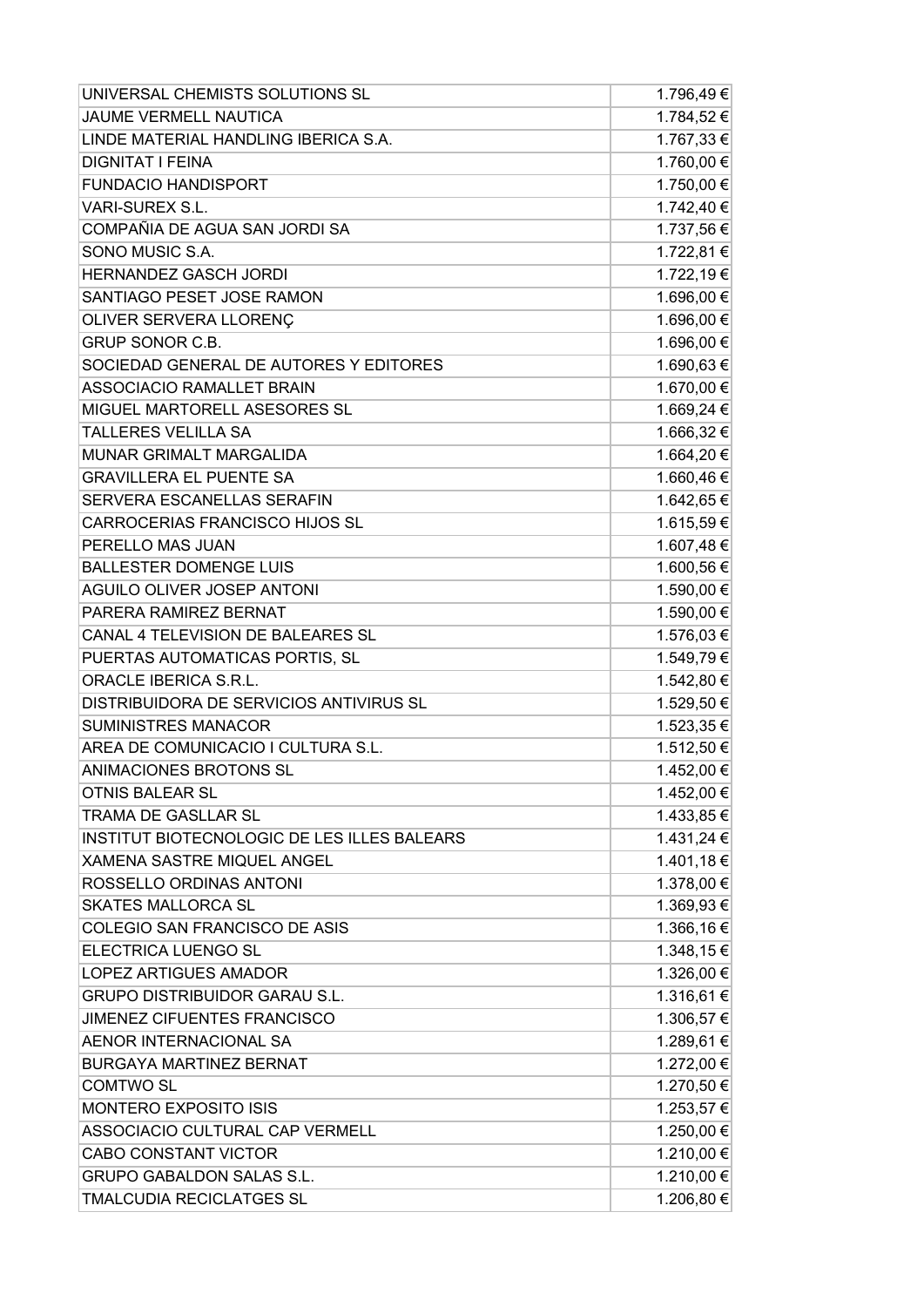| | |
|---|---|
| UNIVERSAL CHEMISTS SOLUTIONS SL | 1.796,49 € |
| JAUME VERMELL NAUTICA | 1.784,52 € |
| LINDE MATERIAL HANDLING IBERICA S.A. | 1.767,33 € |
| DIGNITAT I FEINA | 1.760,00 € |
| FUNDACIO HANDISPORT | 1.750,00 € |
| VARI-SUREX S.L. | 1.742,40 € |
| COMPAÑIA DE AGUA SAN JORDI SA | 1.737,56 € |
| SONO MUSIC S.A. | 1.722,81 € |
| HERNANDEZ GASCH JORDI | 1.722,19 € |
| SANTIAGO PESET JOSE RAMON | 1.696,00 € |
| OLIVER SERVERA LLORENÇ | 1.696,00 € |
| GRUP SONOR C.B. | 1.696,00 € |
| SOCIEDAD GENERAL DE AUTORES Y EDITORES | 1.690,63 € |
| ASSOCIACIO RAMALLET BRAIN | 1.670,00 € |
| MIGUEL MARTORELL ASESORES SL | 1.669,24 € |
| TALLERES VELILLA SA | 1.666,32 € |
| MUNAR GRIMALT MARGALIDA | 1.664,20 € |
| GRAVILLERA EL PUENTE SA | 1.660,46 € |
| SERVERA ESCANELLAS SERAFIN | 1.642,65 € |
| CARROCERIAS FRANCISCO HIJOS SL | 1.615,59 € |
| PERELLO MAS JUAN | 1.607,48 € |
| BALLESTER DOMENGE LUIS | 1.600,56 € |
| AGUILO OLIVER JOSEP ANTONI | 1.590,00 € |
| PARERA RAMIREZ BERNAT | 1.590,00 € |
| CANAL 4 TELEVISION DE BALEARES SL | 1.576,03 € |
| PUERTAS AUTOMATICAS PORTIS, SL | 1.549,79 € |
| ORACLE IBERICA S.R.L. | 1.542,80 € |
| DISTRIBUIDORA DE SERVICIOS ANTIVIRUS SL | 1.529,50 € |
| SUMINISTRES MANACOR | 1.523,35 € |
| AREA DE COMUNICACIO I CULTURA S.L. | 1.512,50 € |
| ANIMACIONES BROTONS SL | 1.452,00 € |
| OTNIS BALEAR SL | 1.452,00 € |
| TRAMA DE GASLLAR SL | 1.433,85 € |
| INSTITUT BIOTECNOLOGIC DE LES ILLES BALEARS | 1.431,24 € |
| XAMENA SASTRE MIQUEL ANGEL | 1.401,18 € |
| ROSSELLO ORDINAS ANTONI | 1.378,00 € |
| SKATES MALLORCA SL | 1.369,93 € |
| COLEGIO SAN FRANCISCO DE ASIS | 1.366,16 € |
| ELECTRICA LUENGO SL | 1.348,15 € |
| LOPEZ ARTIGUES AMADOR | 1.326,00 € |
| GRUPO DISTRIBUIDOR GARAU S.L. | 1.316,61 € |
| JIMENEZ CIFUENTES FRANCISCO | 1.306,57 € |
| AENOR INTERNACIONAL SA | 1.289,61 € |
| BURGAYA MARTINEZ BERNAT | 1.272,00 € |
| COMTWO SL | 1.270,50 € |
| MONTERO EXPOSITO ISIS | 1.253,57 € |
| ASSOCIACIO CULTURAL CAP VERMELL | 1.250,00 € |
| CABO CONSTANT VICTOR | 1.210,00 € |
| GRUPO GABALDON SALAS S.L. | 1.210,00 € |
| TMALCUDIA RECICLATGES SL | 1.206,80 € |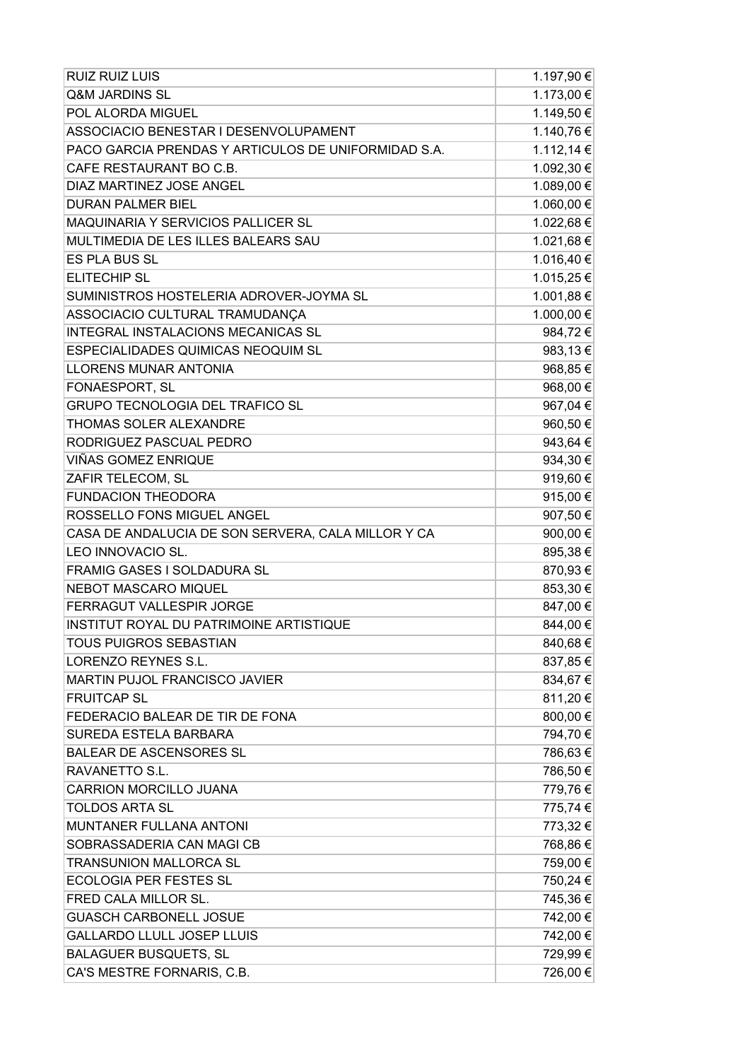| | |
|---|---|
| RUIZ RUIZ LUIS | 1.197,90 € |
| Q&M JARDINS SL | 1.173,00 € |
| POL ALORDA MIGUEL | 1.149,50 € |
| ASSOCIACIO BENESTAR I DESENVOLUPAMENT | 1.140,76 € |
| PACO GARCIA PRENDAS Y ARTICULOS DE UNIFORMIDAD S.A. | 1.112,14 € |
| CAFE RESTAURANT BO C.B. | 1.092,30 € |
| DIAZ MARTINEZ JOSE ANGEL | 1.089,00 € |
| DURAN PALMER BIEL | 1.060,00 € |
| MAQUINARIA Y SERVICIOS PALLICER SL | 1.022,68 € |
| MULTIMEDIA DE LES ILLES BALEARS SAU | 1.021,68 € |
| ES PLA BUS SL | 1.016,40 € |
| ELITECHIP SL | 1.015,25 € |
| SUMINISTROS HOSTELERIA ADROVER-JOYMA SL | 1.001,88 € |
| ASSOCIACIO CULTURAL TRAMUDANÇA | 1.000,00 € |
| INTEGRAL INSTALACIONS MECANICAS SL | 984,72 € |
| ESPECIALIDADES QUIMICAS NEOQUIM SL | 983,13 € |
| LLORENS MUNAR ANTONIA | 968,85 € |
| FONAESPORT, SL | 968,00 € |
| GRUPO TECNOLOGIA DEL TRAFICO SL | 967,04 € |
| THOMAS SOLER ALEXANDRE | 960,50 € |
| RODRIGUEZ PASCUAL PEDRO | 943,64 € |
| VIÑAS GOMEZ ENRIQUE | 934,30 € |
| ZAFIR TELECOM, SL | 919,60 € |
| FUNDACION THEODORA | 915,00 € |
| ROSSELLO FONS MIGUEL ANGEL | 907,50 € |
| CASA DE ANDALUCIA DE SON SERVERA, CALA MILLOR Y CA | 900,00 € |
| LEO INNOVACIO SL. | 895,38 € |
| FRAMIG GASES I SOLDADURA SL | 870,93 € |
| NEBOT MASCARO MIQUEL | 853,30 € |
| FERRAGUT VALLESPIR JORGE | 847,00 € |
| INSTITUT ROYAL DU PATRIMOINE ARTISTIQUE | 844,00 € |
| TOUS PUIGROS SEBASTIAN | 840,68 € |
| LORENZO REYNES S.L. | 837,85 € |
| MARTIN PUJOL FRANCISCO JAVIER | 834,67 € |
| FRUITCAP SL | 811,20 € |
| FEDERACIO BALEAR DE TIR DE FONA | 800,00 € |
| SUREDA ESTELA BARBARA | 794,70 € |
| BALEAR DE ASCENSORES SL | 786,63 € |
| RAVANETTO S.L. | 786,50 € |
| CARRION MORCILLO JUANA | 779,76 € |
| TOLDOS ARTA SL | 775,74 € |
| MUNTANER FULLANA ANTONI | 773,32 € |
| SOBRASSADERIA CAN MAGI CB | 768,86 € |
| TRANSUNION MALLORCA SL | 759,00 € |
| ECOLOGIA PER FESTES SL | 750,24 € |
| FRED CALA MILLOR SL. | 745,36 € |
| GUASCH CARBONELL JOSUE | 742,00 € |
| GALLARDO LLULL JOSEP LLUIS | 742,00 € |
| BALAGUER BUSQUETS, SL | 729,99 € |
| CA'S MESTRE FORNARIS, C.B. | 726,00 € |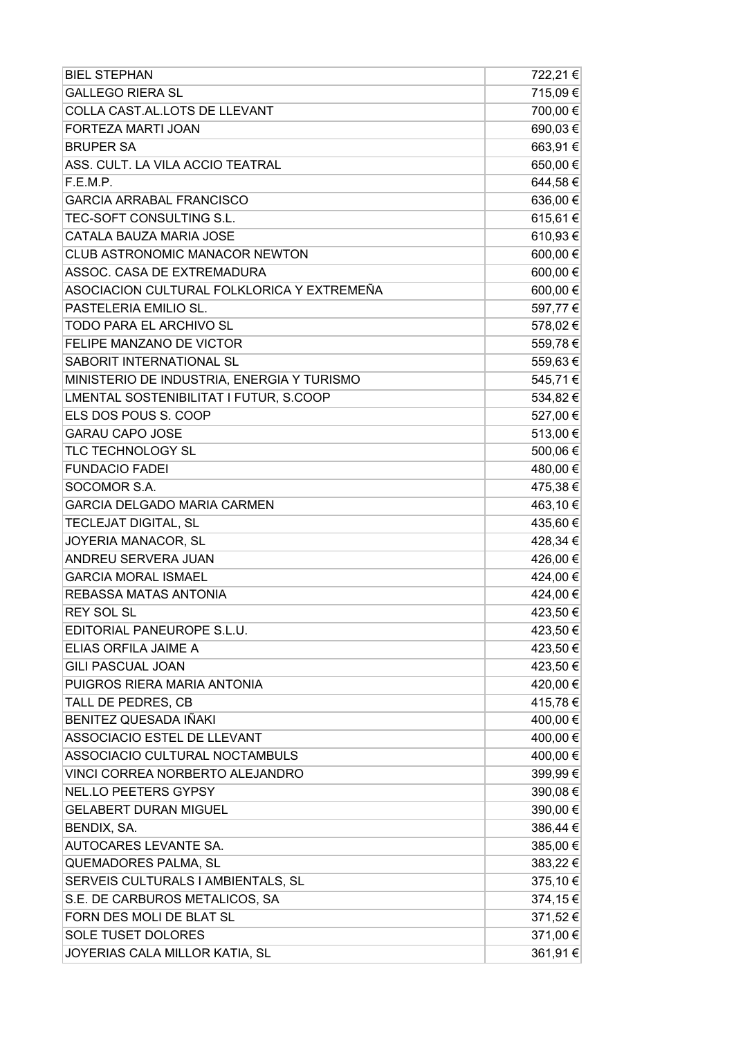| | |
|---|---|
| BIEL STEPHAN | 722,21 € |
| GALLEGO RIERA SL | 715,09 € |
| COLLA CAST.AL.LOTS DE LLEVANT | 700,00 € |
| FORTEZA MARTI JOAN | 690,03 € |
| BRUPER SA | 663,91 € |
| ASS. CULT. LA VILA ACCIO TEATRAL | 650,00 € |
| F.E.M.P. | 644,58 € |
| GARCIA ARRABAL FRANCISCO | 636,00 € |
| TEC-SOFT CONSULTING S.L. | 615,61 € |
| CATALA BAUZA MARIA JOSE | 610,93 € |
| CLUB ASTRONOMIC MANACOR NEWTON | 600,00 € |
| ASSOC. CASA DE EXTREMADURA | 600,00 € |
| ASOCIACION CULTURAL FOLKLORICA Y EXTREMEÑA | 600,00 € |
| PASTELERIA EMILIO SL. | 597,77 € |
| TODO PARA EL ARCHIVO SL | 578,02 € |
| FELIPE MANZANO DE VICTOR | 559,78 € |
| SABORIT INTERNATIONAL SL | 559,63 € |
| MINISTERIO DE INDUSTRIA, ENERGIA Y TURISMO | 545,71 € |
| LMENTAL SOSTENIBILITAT I FUTUR, S.COOP | 534,82 € |
| ELS DOS POUS S. COOP | 527,00 € |
| GARAU CAPO JOSE | 513,00 € |
| TLC TECHNOLOGY SL | 500,06 € |
| FUNDACIO FADEI | 480,00 € |
| SOCOMOR S.A. | 475,38 € |
| GARCIA DELGADO MARIA CARMEN | 463,10 € |
| TECLEJAT DIGITAL, SL | 435,60 € |
| JOYERIA MANACOR, SL | 428,34 € |
| ANDREU SERVERA JUAN | 426,00 € |
| GARCIA MORAL ISMAEL | 424,00 € |
| REBASSA MATAS ANTONIA | 424,00 € |
| REY SOL SL | 423,50 € |
| EDITORIAL PANEUROPE S.L.U. | 423,50 € |
| ELIAS ORFILA JAIME A | 423,50 € |
| GILI PASCUAL JOAN | 423,50 € |
| PUIGROS RIERA MARIA ANTONIA | 420,00 € |
| TALL DE PEDRES, CB | 415,78 € |
| BENITEZ QUESADA IÑAKI | 400,00 € |
| ASSOCIACIO ESTEL DE LLEVANT | 400,00 € |
| ASSOCIACIO CULTURAL NOCTAMBULS | 400,00 € |
| VINCI CORREA NORBERTO ALEJANDRO | 399,99 € |
| NEL.LO PEETERS GYPSY | 390,08 € |
| GELABERT DURAN MIGUEL | 390,00 € |
| BENDIX, SA. | 386,44 € |
| AUTOCARES LEVANTE SA. | 385,00 € |
| QUEMADORES PALMA, SL | 383,22 € |
| SERVEIS CULTURALS I AMBIENTALS, SL | 375,10 € |
| S.E. DE CARBUROS METALICOS, SA | 374,15 € |
| FORN DES MOLI DE BLAT SL | 371,52 € |
| SOLE TUSET DOLORES | 371,00 € |
| JOYERIAS CALA MILLOR KATIA, SL | 361,91 € |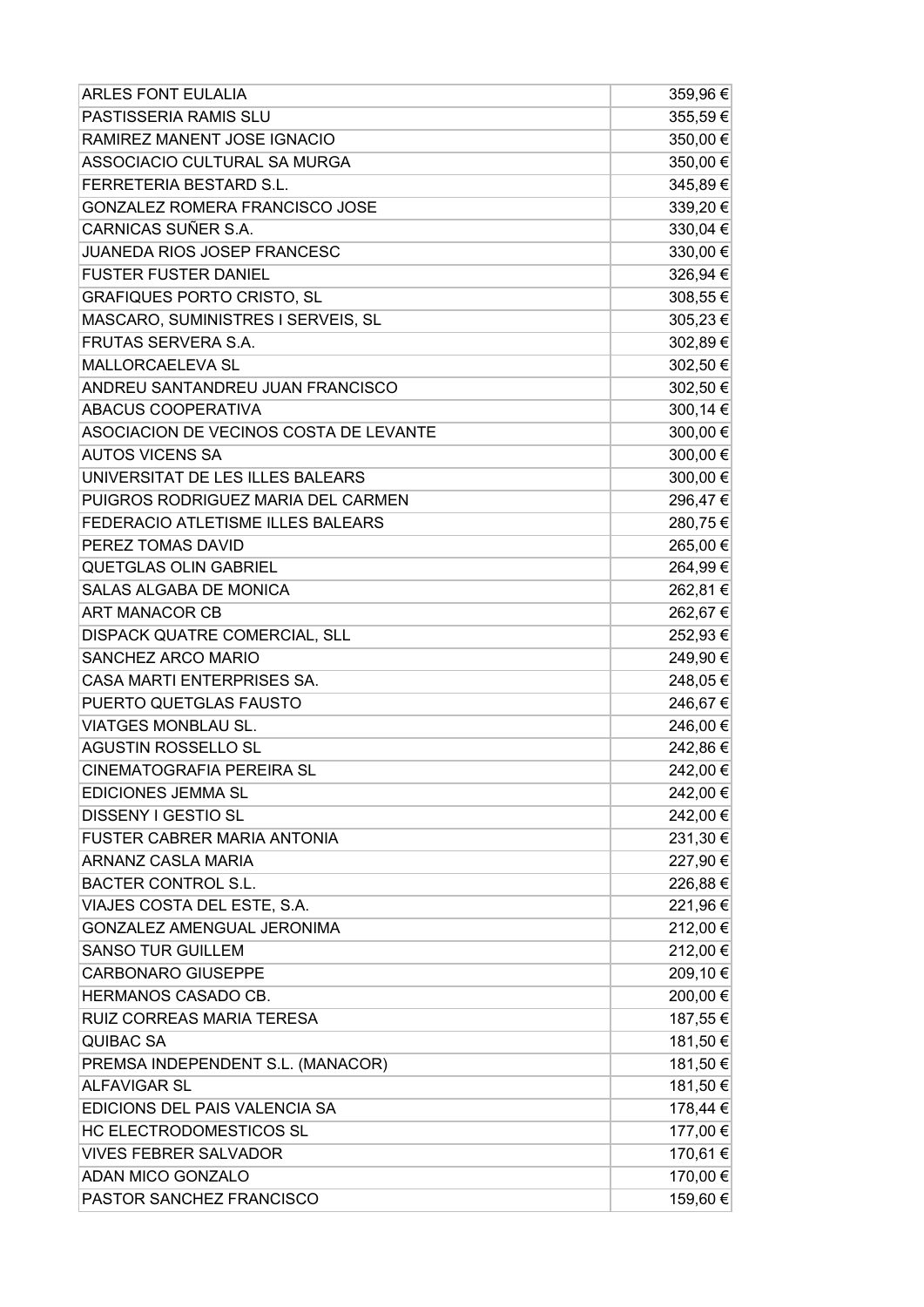| | |
|---|---|
| ARLES FONT EULALIA | 359,96 € |
| PASTISSERIA RAMIS SLU | 355,59 € |
| RAMIREZ MANENT JOSE IGNACIO | 350,00 € |
| ASSOCIACIO CULTURAL SA MURGA | 350,00 € |
| FERRETERIA BESTARD S.L. | 345,89 € |
| GONZALEZ ROMERA FRANCISCO JOSE | 339,20 € |
| CARNICAS SUÑER S.A. | 330,04 € |
| JUANEDA RIOS JOSEP FRANCESC | 330,00 € |
| FUSTER FUSTER DANIEL | 326,94 € |
| GRAFIQUES PORTO CRISTO, SL | 308,55 € |
| MASCARO, SUMINISTRES I SERVEIS, SL | 305,23 € |
| FRUTAS SERVERA S.A. | 302,89 € |
| MALLORCAELEVA SL | 302,50 € |
| ANDREU SANTANDREU JUAN FRANCISCO | 302,50 € |
| ABACUS COOPERATIVA | 300,14 € |
| ASOCIACION DE VECINOS COSTA DE LEVANTE | 300,00 € |
| AUTOS VICENS SA | 300,00 € |
| UNIVERSITAT DE LES ILLES BALEARS | 300,00 € |
| PUIGROS RODRIGUEZ MARIA DEL CARMEN | 296,47 € |
| FEDERACIO ATLETISME ILLES BALEARS | 280,75 € |
| PEREZ TOMAS DAVID | 265,00 € |
| QUETGLAS OLIN GABRIEL | 264,99 € |
| SALAS ALGABA DE MONICA | 262,81 € |
| ART MANACOR CB | 262,67 € |
| DISPACK QUATRE COMERCIAL, SLL | 252,93 € |
| SANCHEZ ARCO MARIO | 249,90 € |
| CASA MARTI ENTERPRISES SA. | 248,05 € |
| PUERTO QUETGLAS FAUSTO | 246,67 € |
| VIATGES MONBLAU SL. | 246,00 € |
| AGUSTIN ROSSELLO SL | 242,86 € |
| CINEMATOGRAFIA PEREIRA SL | 242,00 € |
| EDICIONES JEMMA SL | 242,00 € |
| DISSENY I GESTIO SL | 242,00 € |
| FUSTER CABRER MARIA ANTONIA | 231,30 € |
| ARNANZ CASLA MARIA | 227,90 € |
| BACTER CONTROL S.L. | 226,88 € |
| VIAJES COSTA DEL ESTE, S.A. | 221,96 € |
| GONZALEZ AMENGUAL JERONIMA | 212,00 € |
| SANSO TUR GUILLEM | 212,00 € |
| CARBONARO GIUSEPPE | 209,10 € |
| HERMANOS CASADO CB. | 200,00 € |
| RUIZ CORREAS MARIA TERESA | 187,55 € |
| QUIBAC SA | 181,50 € |
| PREMSA INDEPENDENT S.L. (MANACOR) | 181,50 € |
| ALFAVIGAR SL | 181,50 € |
| EDICIONS DEL PAIS VALENCIA SA | 178,44 € |
| HC ELECTRODOMESTICOS SL | 177,00 € |
| VIVES FEBRER SALVADOR | 170,61 € |
| ADAN MICO GONZALO | 170,00 € |
| PASTOR SANCHEZ FRANCISCO | 159,60 € |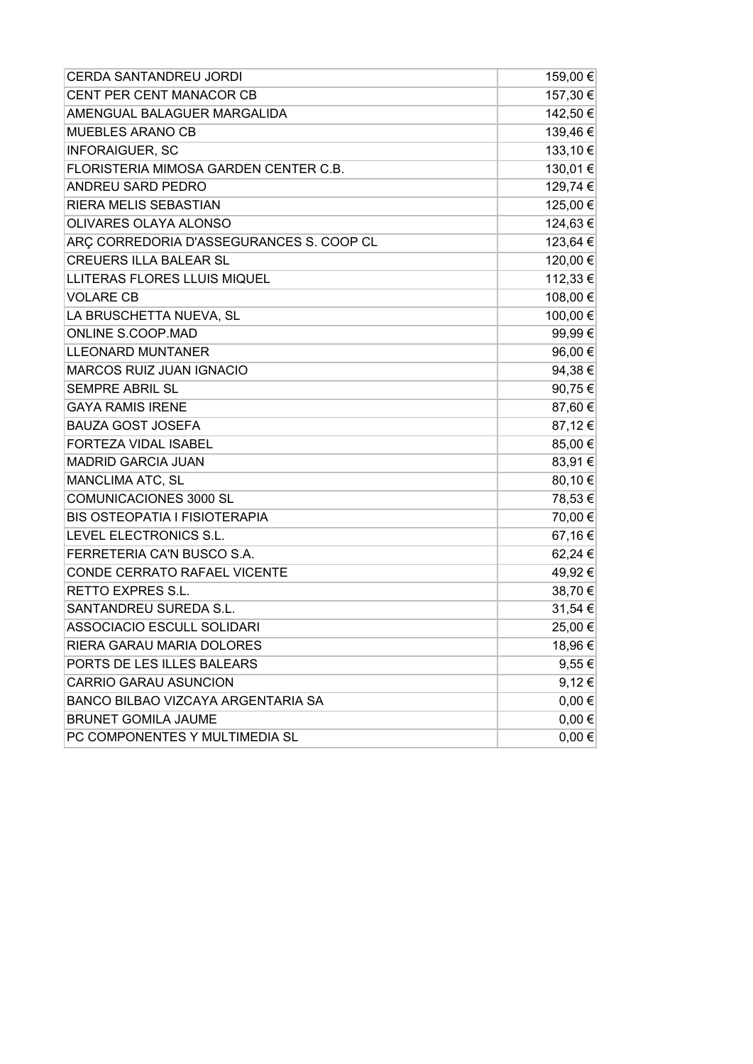| | |
|---|---|
| CERDA SANTANDREU JORDI | 159,00 € |
| CENT PER CENT MANACOR CB | 157,30 € |
| AMENGUAL BALAGUER MARGALIDA | 142,50 € |
| MUEBLES ARANO CB | 139,46 € |
| INFORAIGUER, SC | 133,10 € |
| FLORISTERIA MIMOSA GARDEN CENTER C.B. | 130,01 € |
| ANDREU SARD PEDRO | 129,74 € |
| RIERA MELIS SEBASTIAN | 125,00 € |
| OLIVARES OLAYA ALONSO | 124,63 € |
| ARÇ CORREDORIA D'ASSEGURANCES S. COOP CL | 123,64 € |
| CREUERS ILLA BALEAR SL | 120,00 € |
| LLITERAS FLORES LLUIS MIQUEL | 112,33 € |
| VOLARE CB | 108,00 € |
| LA BRUSCHETTA NUEVA, SL | 100,00 € |
| ONLINE S.COOP.MAD | 99,99 € |
| LLEONARD MUNTANER | 96,00 € |
| MARCOS RUIZ JUAN IGNACIO | 94,38 € |
| SEMPRE ABRIL SL | 90,75 € |
| GAYA RAMIS IRENE | 87,60 € |
| BAUZA GOST JOSEFA | 87,12 € |
| FORTEZA VIDAL ISABEL | 85,00 € |
| MADRID GARCIA JUAN | 83,91 € |
| MANCLIMA ATC, SL | 80,10 € |
| COMUNICACIONES 3000 SL | 78,53 € |
| BIS OSTEOPATIA I FISIOTERAPIA | 70,00 € |
| LEVEL ELECTRONICS S.L. | 67,16 € |
| FERRETERIA CA'N BUSCO S.A. | 62,24 € |
| CONDE CERRATO RAFAEL VICENTE | 49,92 € |
| RETTO EXPRES S.L. | 38,70 € |
| SANTANDREU SUREDA S.L. | 31,54 € |
| ASSOCIACIO ESCULL SOLIDARI | 25,00 € |
| RIERA GARAU MARIA DOLORES | 18,96 € |
| PORTS DE LES ILLES BALEARS | 9,55 € |
| CARRIO GARAU ASUNCION | 9,12 € |
| BANCO BILBAO VIZCAYA ARGENTARIA SA | 0,00 € |
| BRUNET GOMILA JAUME | 0,00 € |
| PC COMPONENTES Y MULTIMEDIA SL | 0,00 € |